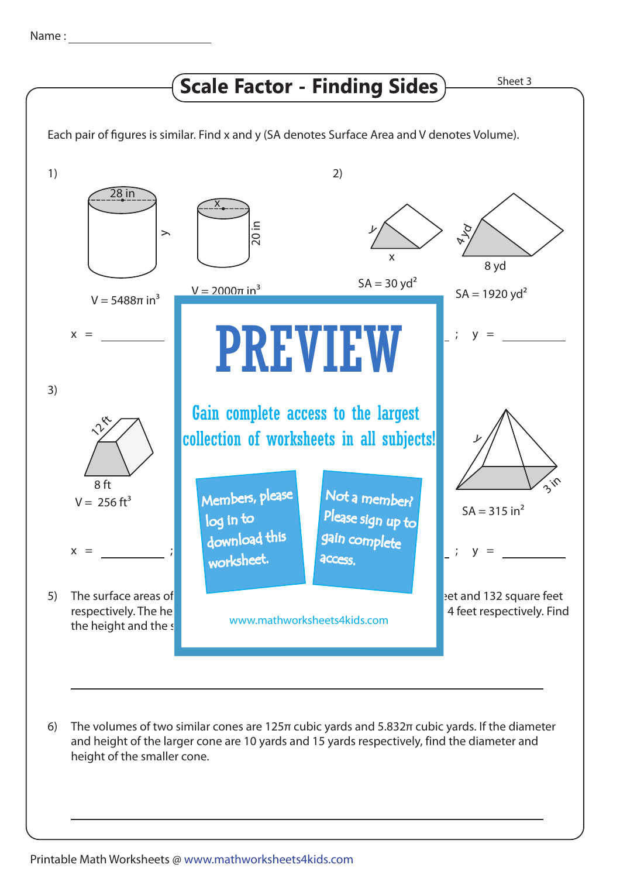Name : ______________________

# Scale Factor - Finding Sides

Sheet 3

Each pair of figures is similar. Find x and y (SA denotes Surface Area and V denotes Volume).

1)

28 in

y

x

20 in

V = $5488\pi$ in$^3$

V = $2000\pi$ in$^3$

x = __________

2)

y

x

4 yd

8 yd

SA = 30 yd$^2$

SA = 1920 yd$^2$

; y = __________

# PREVIEW

Gain complete access to the largest collection of worksheets in all subjects!

Members, please log in to download this worksheet.

Not a member? Please sign up to gain complete access.

www.mathworksheets4kids.com

3)

12 ft

8 ft

V = 256 ft$^3$

x = __________ ;

y

3 in

SA = 315 in$^2$

; y = __________

5) The surface areas of ... eet and 132 square feet respectively. The he... 4 feet respectively. Find the height and the s...

---

6) The volumes of two similar cones are $125\pi$ cubic yards and $5.832\pi$ cubic yards. If the diameter and height of the larger cone are 10 yards and 15 yards respectively, find the diameter and height of the smaller cone.

---

Printable Math Worksheets @ www.mathworksheets4kids.com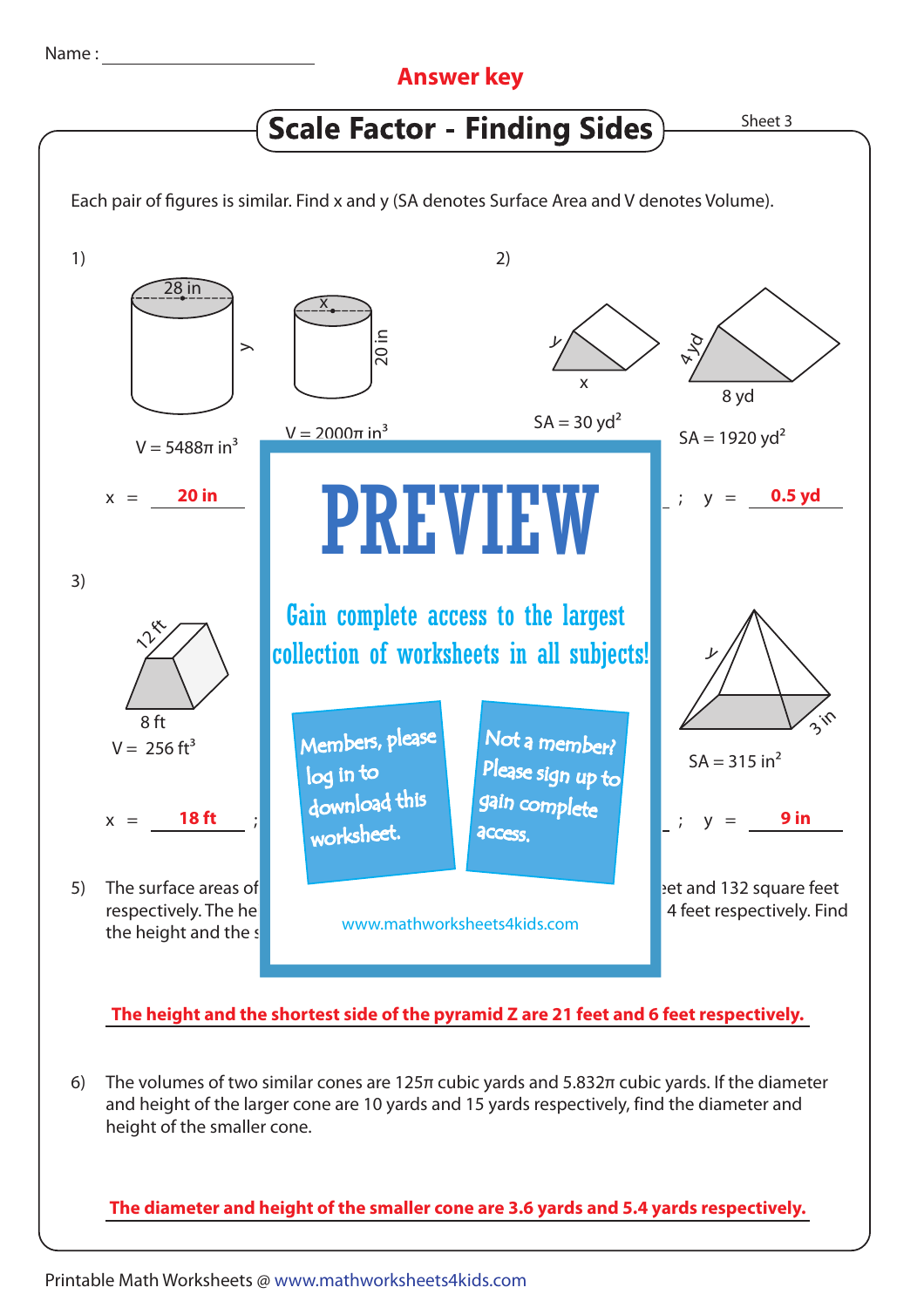Name :

**Answer key**

# Scale Factor - Finding Sides

Sheet 3

Each pair of figures is similar. Find x and y (SA denotes Surface Area and V denotes Volume).

1)

28 in

y

x

20 in

V = $5488\pi$ in$^3$

V = $2000\pi$ in$^3$

x = **20 in**

2)

y

x

4 yd

8 yd

SA = 30 yd$^2$

SA = 1920 yd$^2$

; y = **0.5 yd**

3)

12 ft

8 ft

V = 256 ft$^3$

x = **18 ft** ;

PREVIEW

Gain complete access to the largest collection of worksheets in all subjects!

Members, please log in to download this worksheet.

Not a member? Please sign up to gain complete access.

www.mathworksheets4kids.com

y

3 in

SA = 315 in$^2$

; y = **9 in**

5) The surface areas of ... eet and 132 square feet respectively. The he... 4 feet respectively. Find the height and the s...

**The height and the shortest side of the pyramid Z are 21 feet and 6 feet respectively.**

6) The volumes of two similar cones are $125\pi$ cubic yards and $5.832\pi$ cubic yards. If the diameter and height of the larger cone are 10 yards and 15 yards respectively, find the diameter and height of the smaller cone.

**The diameter and height of the smaller cone are 3.6 yards and 5.4 yards respectively.**

Printable Math Worksheets @ www.mathworksheets4kids.com